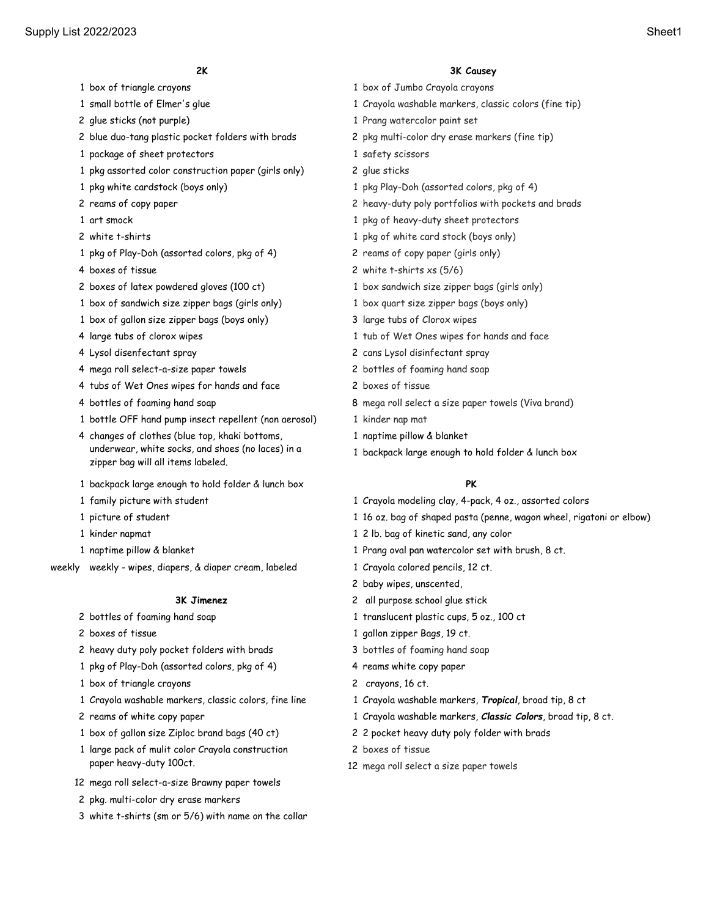## 2K

| Qty | Item |
|---|---|
| 1 | box of triangle crayons |
| 1 | small bottle of Elmer's glue |
| 2 | glue sticks (not purple) |
| 2 | blue duo-tang plastic pocket folders with brads |
| 1 | package of sheet protectors |
| 1 | pkg assorted color construction paper (girls only) |
| 1 | pkg white cardstock (boys only) |
| 2 | reams of copy paper |
| 1 | art smock |
| 2 | white t-shirts |
| 1 | pkg of Play-Doh (assorted colors, pkg of 4) |
| 4 | boxes of tissue |
| 2 | boxes of latex powdered gloves (100 ct) |
| 1 | box of sandwich size zipper bags (girls only) |
| 1 | box of gallon size zipper bags (boys only) |
| 4 | large tubs of clorox wipes |
| 4 | Lysol disenfectant spray |
| 4 | mega roll select-a-size paper towels |
| 4 | tubs of Wet Ones wipes for hands and face |
| 4 | bottles of foaming hand soap |
| 1 | bottle OFF hand pump insect repellent (non aerosol) |
| 4 | changes of clothes (blue top, khaki bottoms, underwear, white socks, and shoes (no laces) in a zipper bag will all items labeled. |
| 1 | backpack large enough to hold folder & lunch box |
| 1 | family picture with student |
| 1 | picture of student |
| 1 | kinder napmat |
| 1 | naptime pillow & blanket |
| weekly | weekly - wipes, diapers, & diaper cream, labeled |

## 3K Jimenez

| Qty | Item |
|---|---|
| 2 | bottles of foaming hand soap |
| 2 | boxes of tissue |
| 2 | heavy duty poly pocket folders with brads |
| 1 | pkg of Play-Doh (assorted colors, pkg of 4) |
| 1 | box of triangle crayons |
| 1 | Crayola washable markers, classic colors, fine line |
| 2 | reams of white copy paper |
| 1 | box of gallon size Ziploc brand bags (40 ct) |
| 1 | large pack of mulit color Crayola construction paper heavy-duty 100ct. |
| 12 | mega roll select-a-size Brawny paper towels |
| 2 | pkg. multi-color dry erase markers |
| 3 | white t-shirts (sm or 5/6) with name on the collar |

## 3K Causey

| Qty | Item |
|---|---|
| 1 | box of Jumbo Crayola crayons |
| 1 | Crayola washable markers, classic colors (fine tip) |
| 1 | Prang watercolor paint set |
| 2 | pkg multi-color dry erase markers (fine tip) |
| 1 | safety scissors |
| 2 | glue sticks |
| 1 | pkg Play-Doh (assorted colors, pkg of 4) |
| 2 | heavy-duty poly portfolios with pockets and brads |
| 1 | pkg of heavy-duty sheet protectors |
| 1 | pkg of white card stock (boys only) |
| 2 | reams of copy paper (girls only) |
| 2 | white t-shirts xs (5/6) |
| 1 | box sandwich size zipper bags (girls only) |
| 1 | box quart size zipper bags (boys only) |
| 3 | large tubs of Clorox wipes |
| 1 | tub of Wet Ones wipes for hands and face |
| 2 | cans Lysol disinfectant spray |
| 2 | bottles of foaming hand soap |
| 2 | boxes of tissue |
| 8 | mega roll select a size paper towels (Viva brand) |
| 1 | kinder nap mat |
| 1 | naptime pillow & blanket |
| 1 | backpack large enough to hold folder & lunch box |

## PK

| Qty | Item |
|---|---|
| 1 | Crayola modeling clay, 4-pack, 4 oz., assorted colors |
| 1 | 16 oz. bag of shaped pasta (penne, wagon wheel, rigatoni or elbow) |
| 1 | 2 lb. bag of kinetic sand, any color |
| 1 | Prang oval pan watercolor set with brush, 8 ct. |
| 1 | Crayola colored pencils, 12 ct. |
| 2 | baby wipes, unscented, |
| 2 | all purpose school glue stick |
| 1 | translucent plastic cups, 5 oz., 100 ct |
| 1 | gallon zipper Bags, 19 ct. |
| 3 | bottles of foaming hand soap |
| 4 | reams white copy paper |
| 2 | crayons, 16 ct. |
| 1 | Crayola washable markers, ***Tropical***, broad tip, 8 ct |
| 1 | Crayola washable markers, ***Classic Colors***, broad tip, 8 ct. |
| 2 | 2 pocket heavy duty poly folder with brads |
| 2 | boxes of tissue |
| 12 | mega roll select a size paper towels |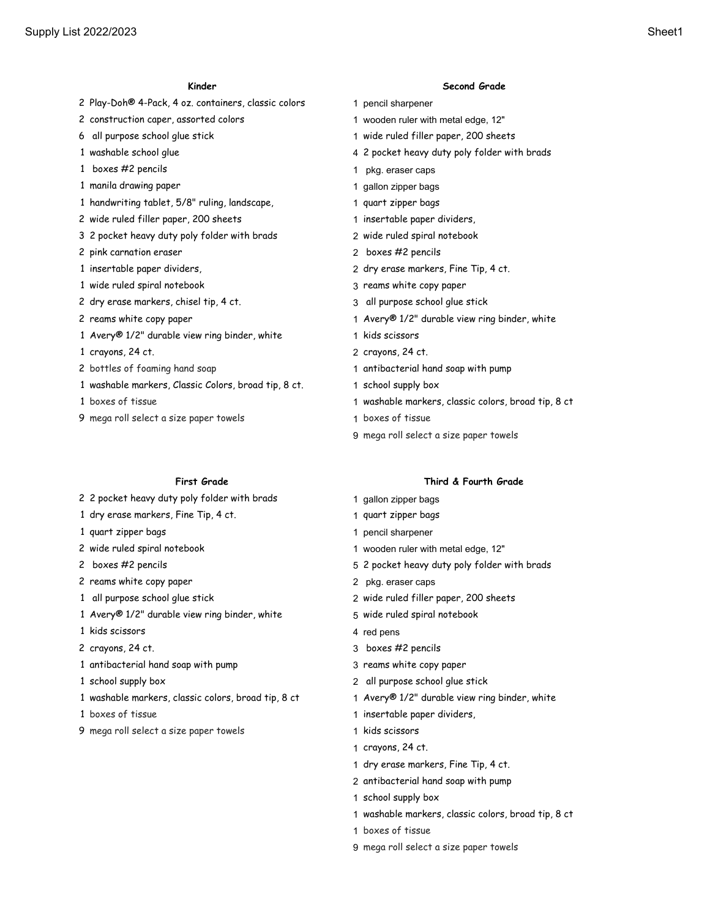### Kinder

2 Play-Doh® 4-Pack, 4 oz. containers, classic colors
2 construction caper, assorted colors
6 all purpose school glue stick
1 washable school glue
1 boxes #2 pencils
1 manila drawing paper
1 handwriting tablet, 5/8" ruling, landscape,
2 wide ruled filler paper, 200 sheets
3 2 pocket heavy duty poly folder with brads
2 pink carnation eraser
1 insertable paper dividers,
1 wide ruled spiral notebook
2 dry erase markers, chisel tip, 4 ct.
2 reams white copy paper
1 Avery® 1/2" durable view ring binder, white
1 crayons, 24 ct.
2 bottles of foaming hand soap
1 washable markers, Classic Colors, broad tip, 8 ct.
1 boxes of tissue
9 mega roll select a size paper towels

### Second Grade

1 pencil sharpener
1 wooden ruler with metal edge, 12"
1 wide ruled filler paper, 200 sheets
4 2 pocket heavy duty poly folder with brads
1 pkg. eraser caps
1 gallon zipper bags
1 quart zipper bags
1 insertable paper dividers,
2 wide ruled spiral notebook
2 boxes #2 pencils
2 dry erase markers, Fine Tip, 4 ct.
3 reams white copy paper
3 all purpose school glue stick
1 Avery® 1/2" durable view ring binder, white
1 kids scissors
2 crayons, 24 ct.
1 antibacterial hand soap with pump
1 school supply box
1 washable markers, classic colors, broad tip, 8 ct
1 boxes of tissue
9 mega roll select a size paper towels

### First Grade

2 2 pocket heavy duty poly folder with brads
1 dry erase markers, Fine Tip, 4 ct.
1 quart zipper bags
2 wide ruled spiral notebook
2 boxes #2 pencils
2 reams white copy paper
1 all purpose school glue stick
1 Avery® 1/2" durable view ring binder, white
1 kids scissors
2 crayons, 24 ct.
1 antibacterial hand soap with pump
1 school supply box
1 washable markers, classic colors, broad tip, 8 ct
1 boxes of tissue
9 mega roll select a size paper towels

### Third & Fourth Grade

1 gallon zipper bags
1 quart zipper bags
1 pencil sharpener
1 wooden ruler with metal edge, 12"
5 2 pocket heavy duty poly folder with brads
2 pkg. eraser caps
2 wide ruled filler paper, 200 sheets
5 wide ruled spiral notebook
4 red pens
3 boxes #2 pencils
3 reams white copy paper
2 all purpose school glue stick
1 Avery® 1/2" durable view ring binder, white
1 insertable paper dividers,
1 kids scissors
1 crayons, 24 ct.
1 dry erase markers, Fine Tip, 4 ct.
2 antibacterial hand soap with pump
1 school supply box
1 washable markers, classic colors, broad tip, 8 ct
1 boxes of tissue
9 mega roll select a size paper towels